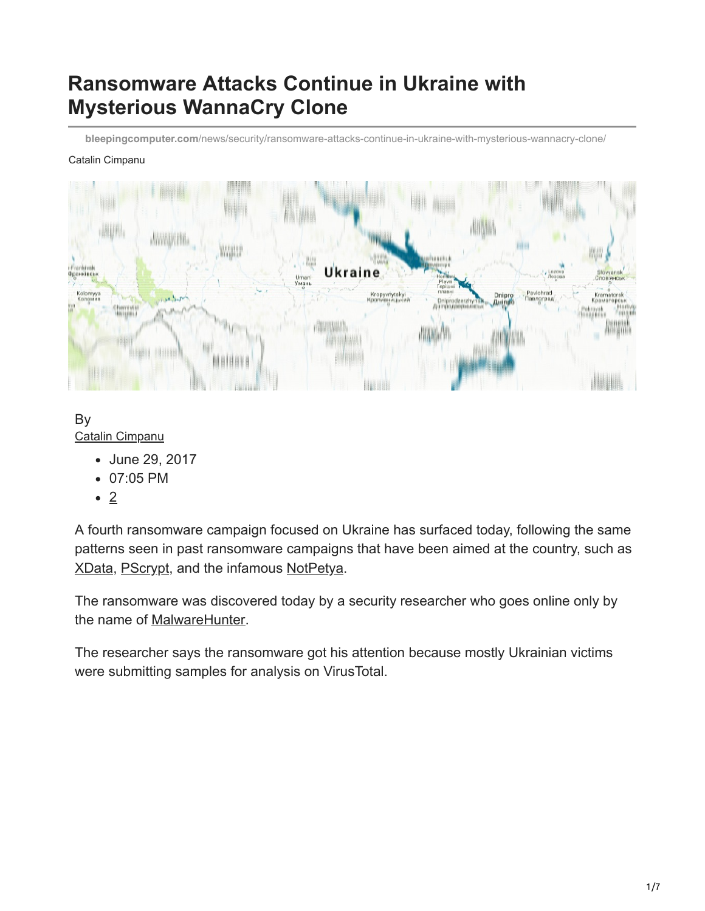# Ransomware Attacks Continue in Ukraine with Mysterious WannaCry Clone

bleepingcomputer.com/news/security/ransomware-attacks-continue-in-ukraine-with-mysterious-wannacry-clone/

Catalin Cimpanu

By
Catalin Cimpanu

- June 29, 2017
- 07:05 PM
- 2

A fourth ransomware campaign focused on Ukraine has surfaced today, following the same patterns seen in past ransomware campaigns that have been aimed at the country, such as XData, PScrypt, and the infamous NotPetya.

The ransomware was discovered today by a security researcher who goes online only by the name of MalwareHunter.

The researcher says the ransomware got his attention because mostly Ukrainian victims were submitting samples for analysis on VirusTotal.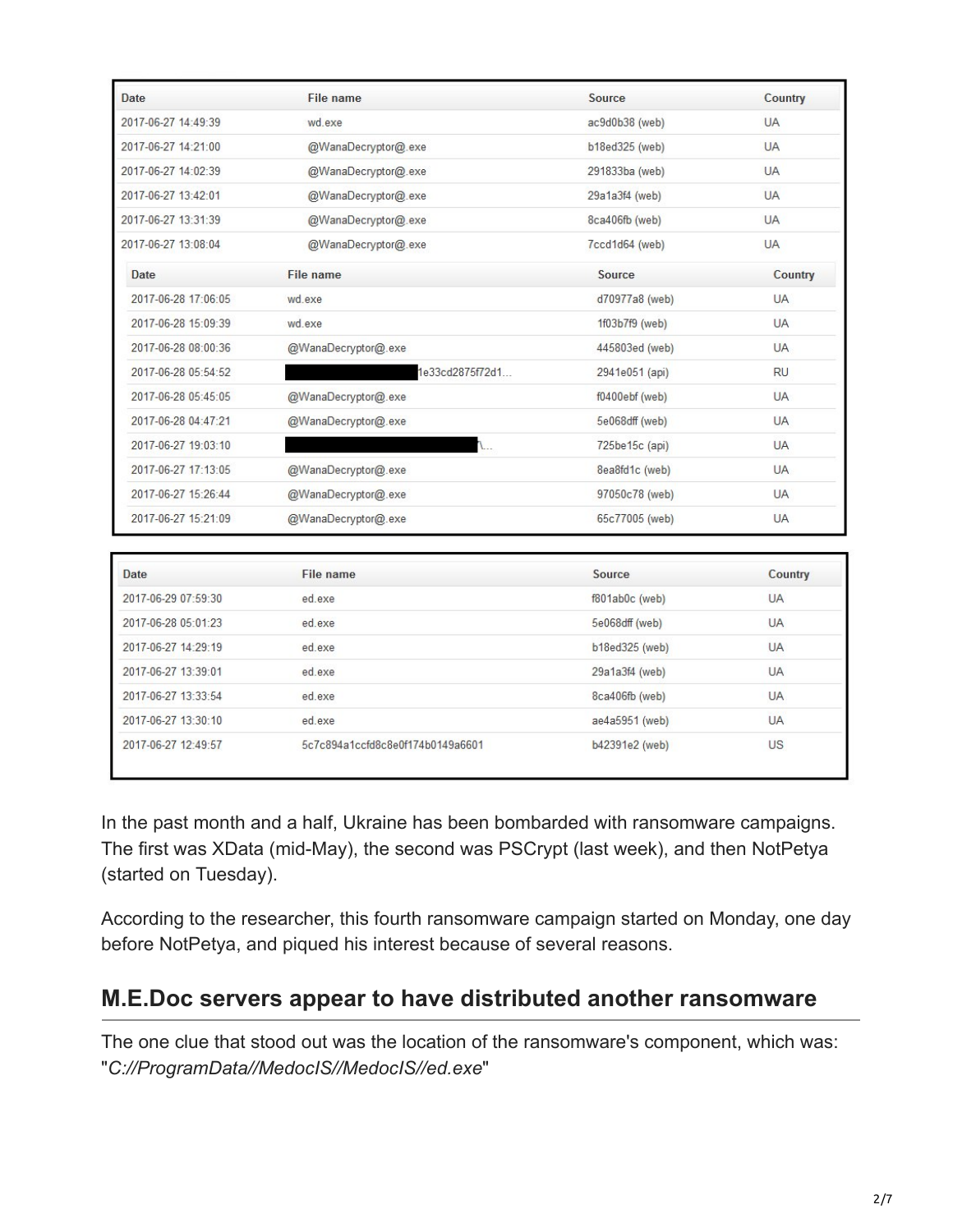| Date | File name | Source | Country |
|---|---|---|---|
| 2017-06-27 14:49:39 | wd.exe | ac9d0b38 (web) | UA |
| 2017-06-27 14:21:00 | @WanaDecryptor@.exe | b18ed325 (web) | UA |
| 2017-06-27 14:02:39 | @WanaDecryptor@.exe | 291833ba (web) | UA |
| 2017-06-27 13:42:01 | @WanaDecryptor@.exe | 29a1a3f4 (web) | UA |
| 2017-06-27 13:31:39 | @WanaDecryptor@.exe | 8ca406fb (web) | UA |
| 2017-06-27 13:08:04 | @WanaDecryptor@.exe | 7ccd1d64 (web) | UA |

| Date | File name | Source | Country |
|---|---|---|---|
| 2017-06-28 17:06:05 | wd.exe | d70977a8 (web) | UA |
| 2017-06-28 15:09:39 | wd.exe | 1f03b7f9 (web) | UA |
| 2017-06-28 08:00:36 | @WanaDecryptor@.exe | 445803ed (web) | UA |
| 2017-06-28 05:54:52 | 1e33cd2875f72d1... | 2941e051 (api) | RU |
| 2017-06-28 05:45:05 | @WanaDecryptor@.exe | f0400ebf (web) | UA |
| 2017-06-28 04:47:21 | @WanaDecryptor@.exe | 5e068dff (web) | UA |
| 2017-06-27 19:03:10 | \... | 725be15c (api) | UA |
| 2017-06-27 17:13:05 | @WanaDecryptor@.exe | 8ea8fd1c (web) | UA |
| 2017-06-27 15:26:44 | @WanaDecryptor@.exe | 97050c78 (web) | UA |
| 2017-06-27 15:21:09 | @WanaDecryptor@.exe | 65c77005 (web) | UA |

| Date | File name | Source | Country |
|---|---|---|---|
| 2017-06-29 07:59:30 | ed.exe | f801ab0c (web) | UA |
| 2017-06-28 05:01:23 | ed.exe | 5e068dff (web) | UA |
| 2017-06-27 14:29:19 | ed.exe | b18ed325 (web) | UA |
| 2017-06-27 13:39:01 | ed.exe | 29a1a3f4 (web) | UA |
| 2017-06-27 13:33:54 | ed.exe | 8ca406fb (web) | UA |
| 2017-06-27 13:30:10 | ed.exe | ae4a5951 (web) | UA |
| 2017-06-27 12:49:57 | 5c7c894a1ccfd8c8e0f174b0149a6601 | b42391e2 (web) | US |

In the past month and a half, Ukraine has been bombarded with ransomware campaigns. The first was XData (mid-May), the second was PSCrypt (last week), and then NotPetya (started on Tuesday).

According to the researcher, this fourth ransomware campaign started on Monday, one day before NotPetya, and piqued his interest because of several reasons.

## M.E.Doc servers appear to have distributed another ransomware

The one clue that stood out was the location of the ransomware's component, which was: "*C://ProgramData//MedocIS//MedocIS//ed.exe*"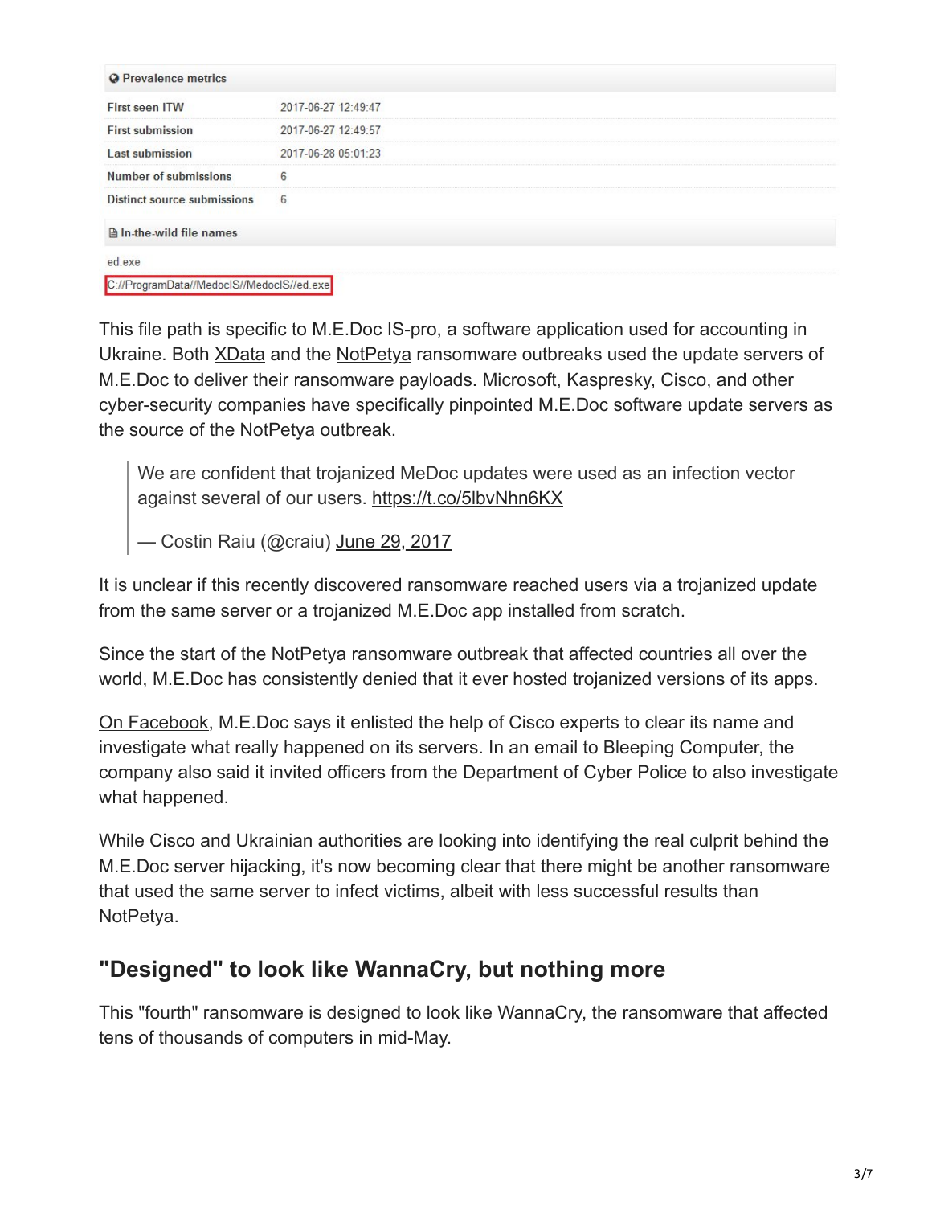| Prevalence metrics | |
|---|---|
| First seen ITW | 2017-06-27 12:49:47 |
| First submission | 2017-06-27 12:49:57 |
| Last submission | 2017-06-28 05:01:23 |
| Number of submissions | 6 |
| Distinct source submissions | 6 |

| In-the-wild file names |
|---|
| ed.exe |
| C://ProgramData//MedocIS//MedocIS//ed.exe |

This file path is specific to M.E.Doc IS-pro, a software application used for accounting in Ukraine. Both XData and the NotPetya ransomware outbreaks used the update servers of M.E.Doc to deliver their ransomware payloads. Microsoft, Kaspresky, Cisco, and other cyber-security companies have specifically pinpointed M.E.Doc software update servers as the source of the NotPetya outbreak.

> We are confident that trojanized MeDoc updates were used as an infection vector against several of our users. https://t.co/5lbvNhn6KX
>
> — Costin Raiu (@craiu) June 29, 2017

It is unclear if this recently discovered ransomware reached users via a trojanized update from the same server or a trojanized M.E.Doc app installed from scratch.

Since the start of the NotPetya ransomware outbreak that affected countries all over the world, M.E.Doc has consistently denied that it ever hosted trojanized versions of its apps.

On Facebook, M.E.Doc says it enlisted the help of Cisco experts to clear its name and investigate what really happened on its servers. In an email to Bleeping Computer, the company also said it invited officers from the Department of Cyber Police to also investigate what happened.

While Cisco and Ukrainian authorities are looking into identifying the real culprit behind the M.E.Doc server hijacking, it's now becoming clear that there might be another ransomware that used the same server to infect victims, albeit with less successful results than NotPetya.

## "Designed" to look like WannaCry, but nothing more

This "fourth" ransomware is designed to look like WannaCry, the ransomware that affected tens of thousands of computers in mid-May.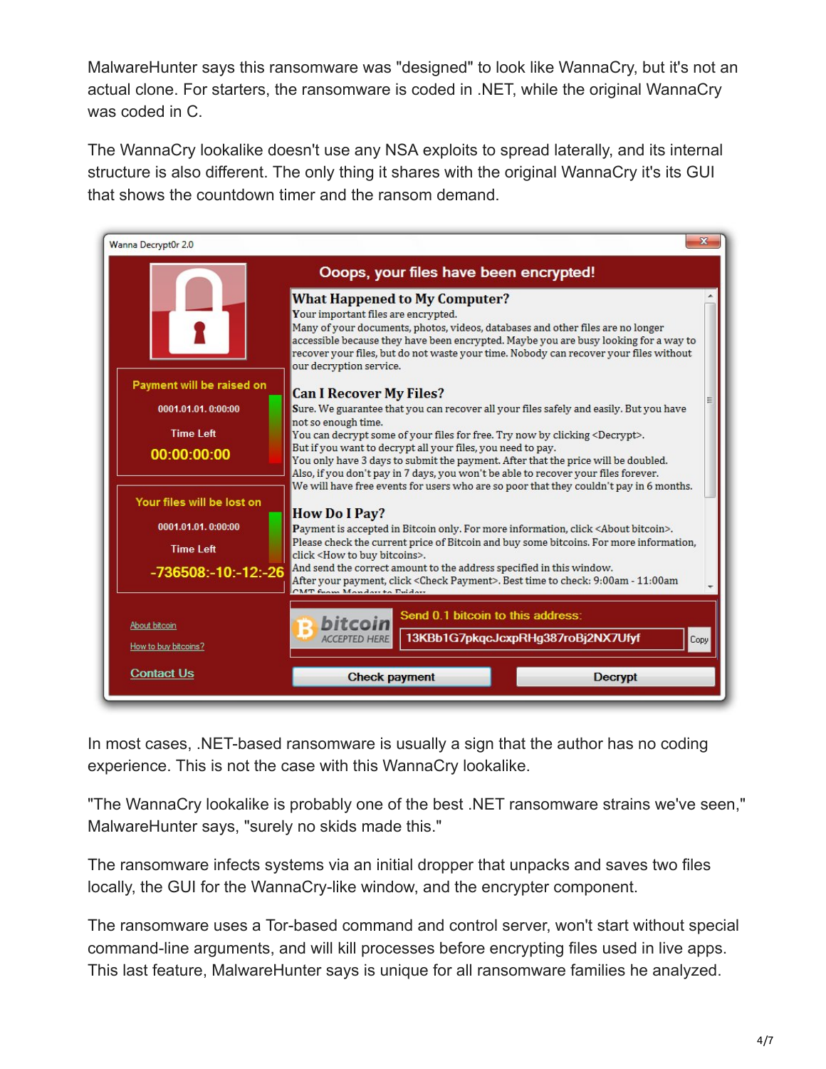MalwareHunter says this ransomware was "designed" to look like WannaCry, but it's not an actual clone. For starters, the ransomware is coded in .NET, while the original WannaCry was coded in C.

The WannaCry lookalike doesn't use any NSA exploits to spread laterally, and its internal structure is also different. The only thing it shares with the original WannaCry it's its GUI that shows the countdown timer and the ransom demand.

In most cases, .NET-based ransomware is usually a sign that the author has no coding experience. This is not the case with this WannaCry lookalike.

"The WannaCry lookalike is probably one of the best .NET ransomware strains we've seen," MalwareHunter says, "surely no skids made this."

The ransomware infects systems via an initial dropper that unpacks and saves two files locally, the GUI for the WannaCry-like window, and the encrypter component.

The ransomware uses a Tor-based command and control server, won't start without special command-line arguments, and will kill processes before encrypting files used in live apps. This last feature, MalwareHunter says is unique for all ransomware families he analyzed.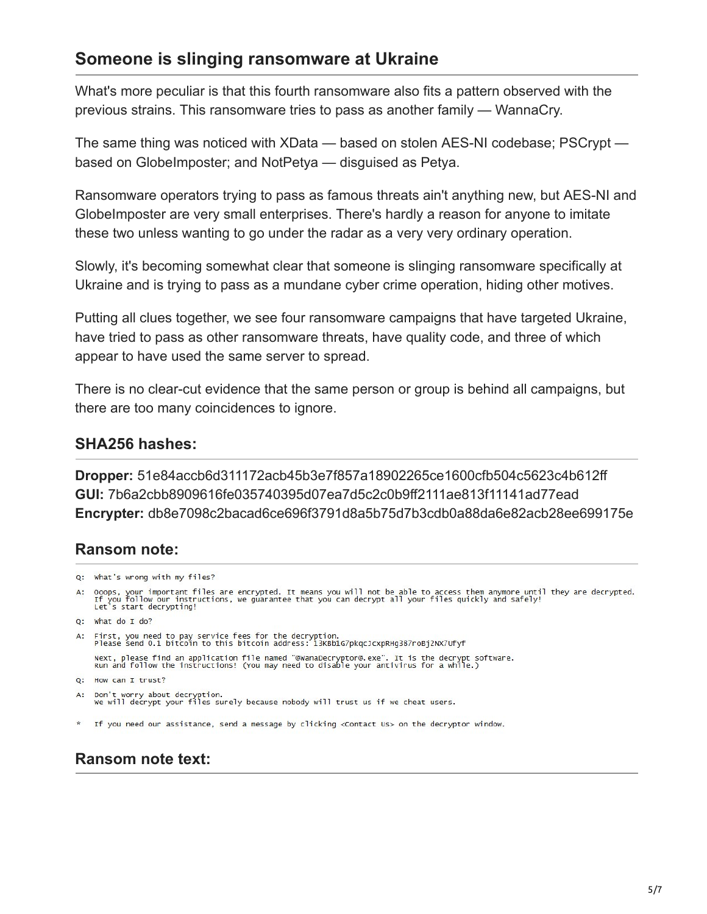## Someone is slinging ransomware at Ukraine

What's more peculiar is that this fourth ransomware also fits a pattern observed with the previous strains. This ransomware tries to pass as another family — WannaCry.

The same thing was noticed with XData — based on stolen AES-NI codebase; PSCrypt — based on GlobeImposter; and NotPetya — disguised as Petya.

Ransomware operators trying to pass as famous threats ain't anything new, but AES-NI and GlobeImposter are very small enterprises. There's hardly a reason for anyone to imitate these two unless wanting to go under the radar as a very very ordinary operation.

Slowly, it's becoming somewhat clear that someone is slinging ransomware specifically at Ukraine and is trying to pass as a mundane cyber crime operation, hiding other motives.

Putting all clues together, we see four ransomware campaigns that have targeted Ukraine, have tried to pass as other ransomware threats, have quality code, and three of which appear to have used the same server to spread.

There is no clear-cut evidence that the same person or group is behind all campaigns, but there are too many coincidences to ignore.

### SHA256 hashes:

**Dropper:** 51e84accb6d311172acb45b3e7f857a18902265ce1600cfb504c5623c4b612ff
**GUI:** 7b6a2cbb8909616fe035740395d07ea7d5c2c0b9ff2111ae813f11141ad77ead
**Encrypter:** db8e7098c2bacad6ce696f3791d8a5b75d7b3cdb0a88da6e82acb28ee699175e

### Ransom note:

```
Q:  What's wrong with my files?

A:  Ooops, your important files are encrypted. It means you will not be able to access them anymore until they are decrypted.
    If you follow our instructions, we guarantee that you can decrypt all your files quickly and safely!
    Let's start decrypting!

Q:  What do I do?

A:  First, you need to pay service fees for the decryption.
    Please send 0.1 bitcoin to this bitcoin address: 13KBb1G7pkqCJcxpRHg387roBj2NX7Ufyf

    Next, please find an application file named "@WanaDecryptor@.exe". It is the decrypt software.
    Run and follow the instructions! (You may need to disable your antivirus for a while.)

Q:  How can I trust?

A:  Don't worry about decryption.
    We will decrypt your files surely because nobody will trust us if we cheat users.

*   If you need our assistance, send a message by clicking <Contact Us> on the decryptor window.
```

### Ransom note text: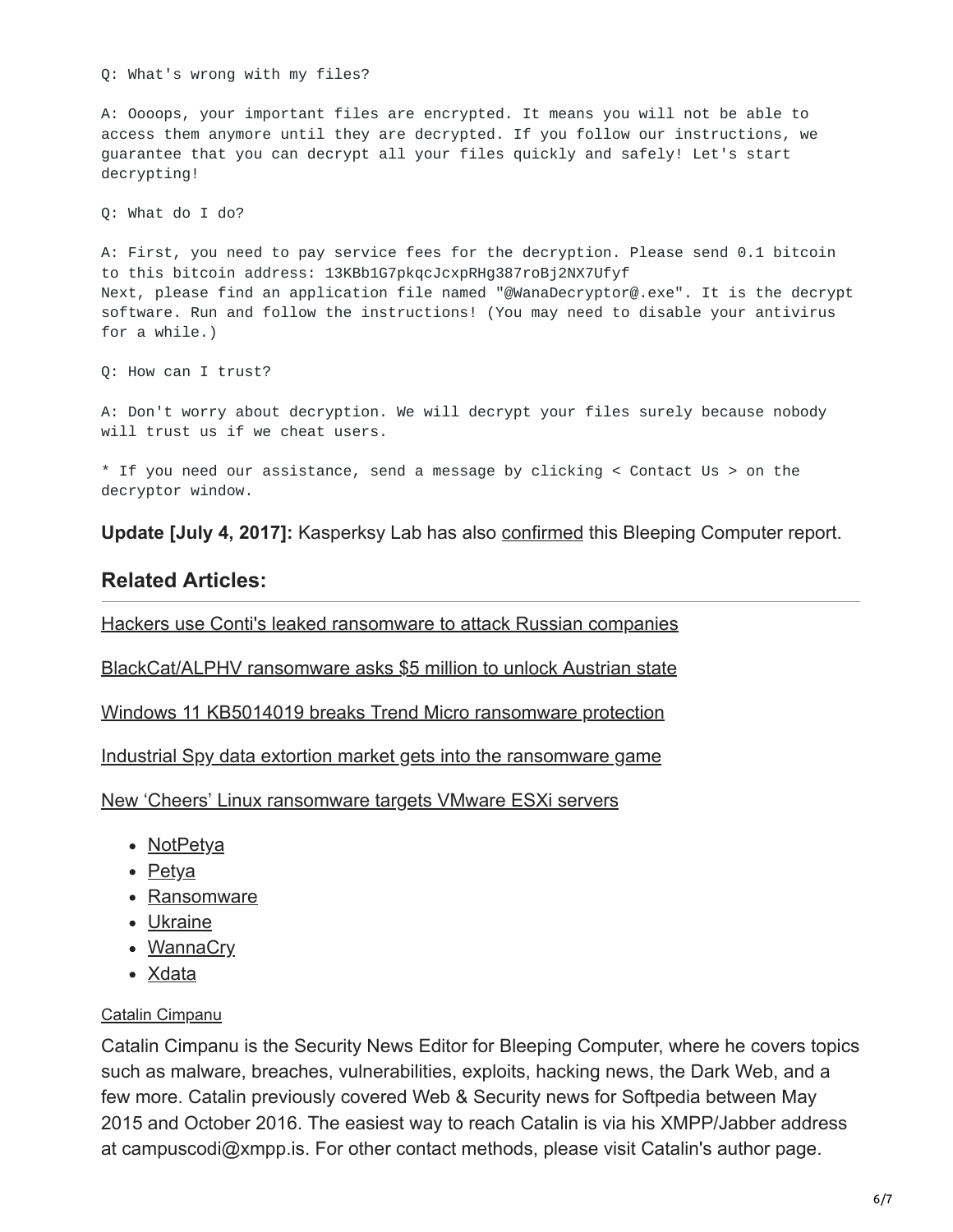```
Q: What's wrong with my files?

A: Oooops, your important files are encrypted. It means you will not be able to
access them anymore until they are decrypted. If you follow our instructions, we
guarantee that you can decrypt all your files quickly and safely! Let's start
decrypting!

Q: What do I do?

A: First, you need to pay service fees for the decryption. Please send 0.1 bitcoin
to this bitcoin address: 13KBb1G7pkqcJcxpRHg387roBj2NX7Ufyf
Next, please find an application file named "@WanaDecryptor@.exe". It is the decrypt
software. Run and follow the instructions! (You may need to disable your antivirus
for a while.)

Q: How can I trust?

A: Don't worry about decryption. We will decrypt your files surely because nobody
will trust us if we cheat users.

* If you need our assistance, send a message by clicking < Contact Us > on the
decryptor window.
```

**Update [July 4, 2017]:** Kasperksy Lab has also confirmed this Bleeping Computer report.

## Related Articles:

Hackers use Conti's leaked ransomware to attack Russian companies

BlackCat/ALPHV ransomware asks $5 million to unlock Austrian state

Windows 11 KB5014019 breaks Trend Micro ransomware protection

Industrial Spy data extortion market gets into the ransomware game

New 'Cheers' Linux ransomware targets VMware ESXi servers

- NotPetya
- Petya
- Ransomware
- Ukraine
- WannaCry
- Xdata

Catalin Cimpanu

Catalin Cimpanu is the Security News Editor for Bleeping Computer, where he covers topics such as malware, breaches, vulnerabilities, exploits, hacking news, the Dark Web, and a few more. Catalin previously covered Web & Security news for Softpedia between May 2015 and October 2016. The easiest way to reach Catalin is via his XMPP/Jabber address at campuscodi@xmpp.is. For other contact methods, please visit Catalin's author page.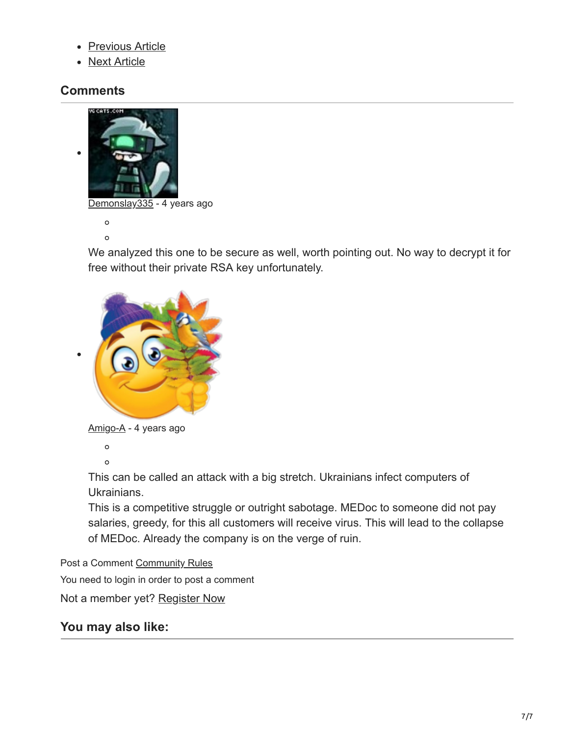- Previous Article
- Next Article

## Comments

- Demonslay335 - 4 years ago

  We analyzed this one to be secure as well, worth pointing out. No way to decrypt it for free without their private RSA key unfortunately.

- Amigo-A - 4 years ago

  This can be called an attack with a big stretch. Ukrainians infect computers of Ukrainians.
  This is a competitive struggle or outright sabotage. MEDoc to someone did not pay salaries, greedy, for this all customers will receive virus. This will lead to the collapse of MEDoc. Already the company is on the verge of ruin.

Post a Comment Community Rules

You need to login in order to post a comment

Not a member yet? Register Now

## You may also like: